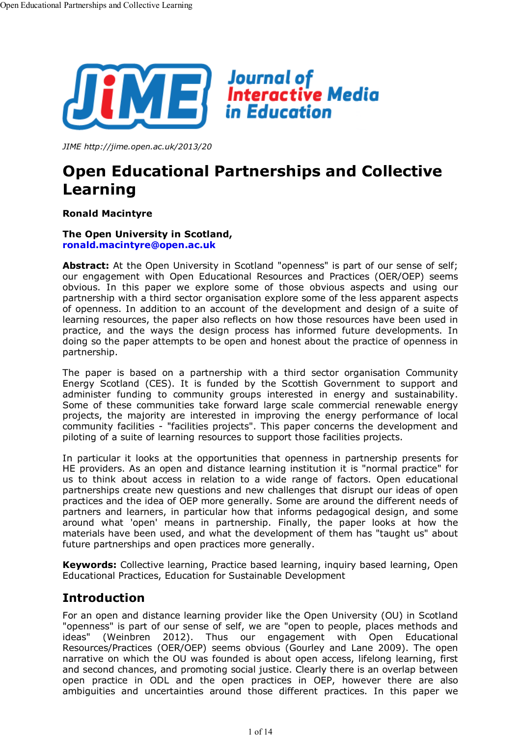JIME http://jime.open.ac.uk/2013/20

# Open Educational Partnerships and Collective Learning

**Ronald Macintyre**

**The Open University in Scotland,**
**ronald.macintyre@open.ac.uk**

**Abstract:** At the Open University in Scotland "openness" is part of our sense of self; our engagement with Open Educational Resources and Practices (OER/OEP) seems obvious. In this paper we explore some of those obvious aspects and using our partnership with a third sector organisation explore some of the less apparent aspects of openness. In addition to an account of the development and design of a suite of learning resources, the paper also reflects on how those resources have been used in practice, and the ways the design process has informed future developments. In doing so the paper attempts to be open and honest about the practice of openness in partnership.

The paper is based on a partnership with a third sector organisation Community Energy Scotland (CES). It is funded by the Scottish Government to support and administer funding to community groups interested in energy and sustainability. Some of these communities take forward large scale commercial renewable energy projects, the majority are interested in improving the energy performance of local community facilities - "facilities projects". This paper concerns the development and piloting of a suite of learning resources to support those facilities projects.

In particular it looks at the opportunities that openness in partnership presents for HE providers. As an open and distance learning institution it is "normal practice" for us to think about access in relation to a wide range of factors. Open educational partnerships create new questions and new challenges that disrupt our ideas of open practices and the idea of OEP more generally. Some are around the different needs of partners and learners, in particular how that informs pedagogical design, and some around what 'open' means in partnership. Finally, the paper looks at how the materials have been used, and what the development of them has "taught us" about future partnerships and open practices more generally.

**Keywords:** Collective learning, Practice based learning, inquiry based learning, Open Educational Practices, Education for Sustainable Development

## Introduction

For an open and distance learning provider like the Open University (OU) in Scotland "openness" is part of our sense of self, we are "open to people, places methods and ideas" (Weinbren 2012). Thus our engagement with Open Educational Resources/Practices (OER/OEP) seems obvious (Gourley and Lane 2009). The open narrative on which the OU was founded is about open access, lifelong learning, first and second chances, and promoting social justice. Clearly there is an overlap between open practice in ODL and the open practices in OEP, however there are also ambiguities and uncertainties around those different practices. In this paper we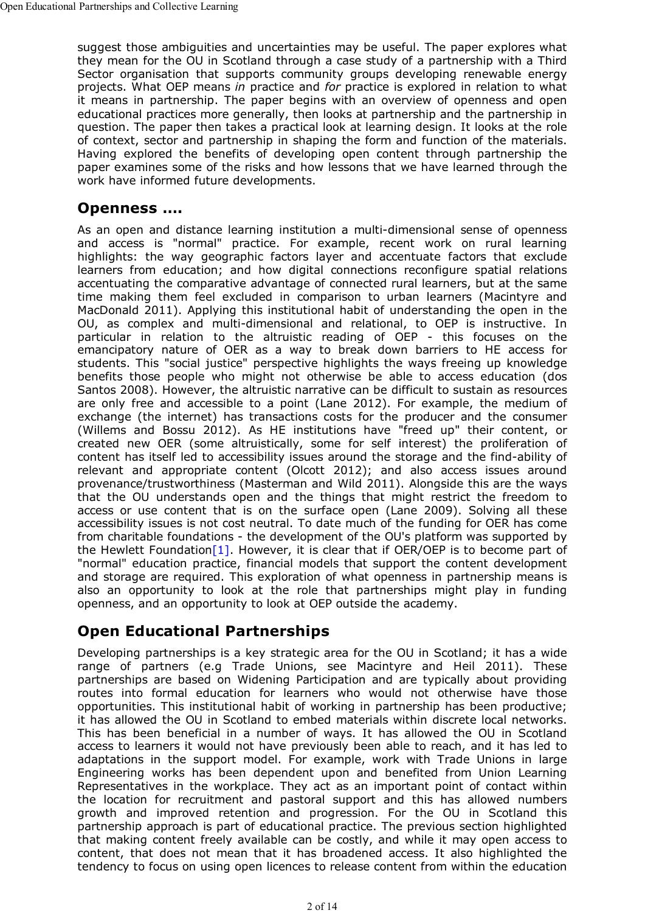suggest those ambiguities and uncertainties may be useful. The paper explores what they mean for the OU in Scotland through a case study of a partnership with a Third Sector organisation that supports community groups developing renewable energy projects. What OEP means *in* practice and *for* practice is explored in relation to what it means in partnership. The paper begins with an overview of openness and open educational practices more generally, then looks at partnership and the partnership in question. The paper then takes a practical look at learning design. It looks at the role of context, sector and partnership in shaping the form and function of the materials. Having explored the benefits of developing open content through partnership the paper examines some of the risks and how lessons that we have learned through the work have informed future developments.

## Openness ....

As an open and distance learning institution a multi-dimensional sense of openness and access is "normal" practice. For example, recent work on rural learning highlights: the way geographic factors layer and accentuate factors that exclude learners from education; and how digital connections reconfigure spatial relations accentuating the comparative advantage of connected rural learners, but at the same time making them feel excluded in comparison to urban learners (Macintyre and MacDonald 2011). Applying this institutional habit of understanding the open in the OU, as complex and multi-dimensional and relational, to OEP is instructive. In particular in relation to the altruistic reading of OEP - this focuses on the emancipatory nature of OER as a way to break down barriers to HE access for students. This "social justice" perspective highlights the ways freeing up knowledge benefits those people who might not otherwise be able to access education (dos Santos 2008). However, the altruistic narrative can be difficult to sustain as resources are only free and accessible to a point (Lane 2012). For example, the medium of exchange (the internet) has transactions costs for the producer and the consumer (Willems and Bossu 2012). As HE institutions have "freed up" their content, or created new OER (some altruistically, some for self interest) the proliferation of content has itself led to accessibility issues around the storage and the find-ability of relevant and appropriate content (Olcott 2012); and also access issues around provenance/trustworthiness (Masterman and Wild 2011). Alongside this are the ways that the OU understands open and the things that might restrict the freedom to access or use content that is on the surface open (Lane 2009). Solving all these accessibility issues is not cost neutral. To date much of the funding for OER has come from charitable foundations - the development of the OU's platform was supported by the Hewlett Foundation[1]. However, it is clear that if OER/OEP is to become part of "normal" education practice, financial models that support the content development and storage are required. This exploration of what openness in partnership means is also an opportunity to look at the role that partnerships might play in funding openness, and an opportunity to look at OEP outside the academy.

## Open Educational Partnerships

Developing partnerships is a key strategic area for the OU in Scotland; it has a wide range of partners (e.g Trade Unions, see Macintyre and Heil 2011). These partnerships are based on Widening Participation and are typically about providing routes into formal education for learners who would not otherwise have those opportunities. This institutional habit of working in partnership has been productive; it has allowed the OU in Scotland to embed materials within discrete local networks. This has been beneficial in a number of ways. It has allowed the OU in Scotland access to learners it would not have previously been able to reach, and it has led to adaptations in the support model. For example, work with Trade Unions in large Engineering works has been dependent upon and benefited from Union Learning Representatives in the workplace. They act as an important point of contact within the location for recruitment and pastoral support and this has allowed numbers growth and improved retention and progression. For the OU in Scotland this partnership approach is part of educational practice. The previous section highlighted that making content freely available can be costly, and while it may open access to content, that does not mean that it has broadened access. It also highlighted the tendency to focus on using open licences to release content from within the education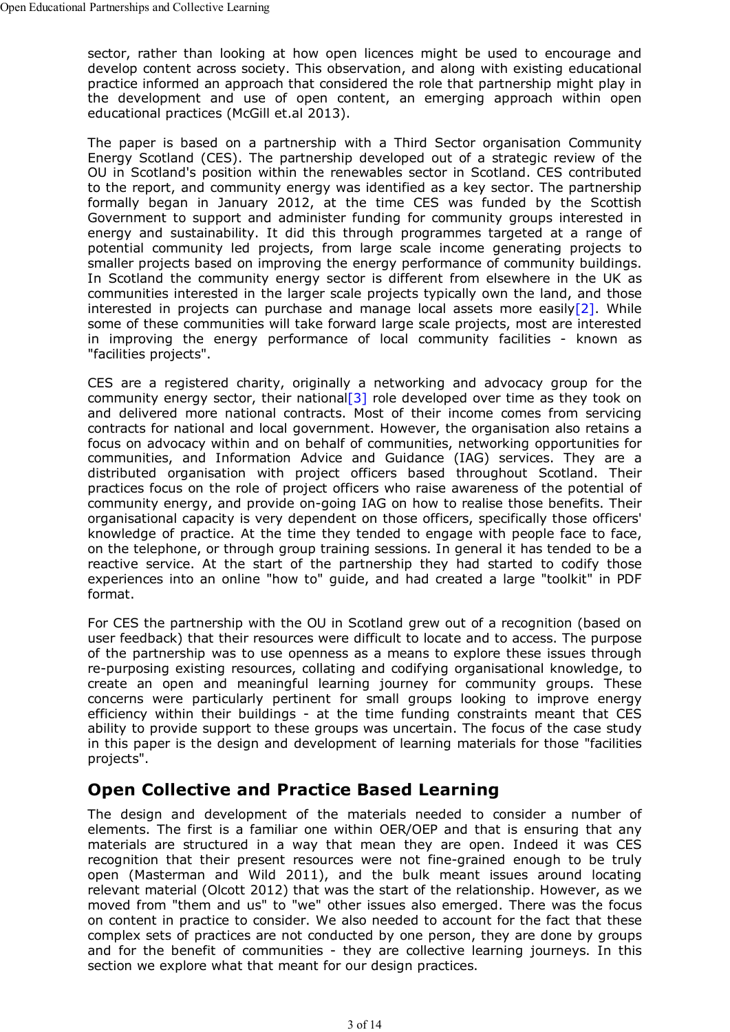sector, rather than looking at how open licences might be used to encourage and develop content across society. This observation, and along with existing educational practice informed an approach that considered the role that partnership might play in the development and use of open content, an emerging approach within open educational practices (McGill et.al 2013).

The paper is based on a partnership with a Third Sector organisation Community Energy Scotland (CES). The partnership developed out of a strategic review of the OU in Scotland's position within the renewables sector in Scotland. CES contributed to the report, and community energy was identified as a key sector. The partnership formally began in January 2012, at the time CES was funded by the Scottish Government to support and administer funding for community groups interested in energy and sustainability. It did this through programmes targeted at a range of potential community led projects, from large scale income generating projects to smaller projects based on improving the energy performance of community buildings. In Scotland the community energy sector is different from elsewhere in the UK as communities interested in the larger scale projects typically own the land, and those interested in projects can purchase and manage local assets more easily[2]. While some of these communities will take forward large scale projects, most are interested in improving the energy performance of local community facilities - known as "facilities projects".

CES are a registered charity, originally a networking and advocacy group for the community energy sector, their national[3] role developed over time as they took on and delivered more national contracts. Most of their income comes from servicing contracts for national and local government. However, the organisation also retains a focus on advocacy within and on behalf of communities, networking opportunities for communities, and Information Advice and Guidance (IAG) services. They are a distributed organisation with project officers based throughout Scotland. Their practices focus on the role of project officers who raise awareness of the potential of community energy, and provide on-going IAG on how to realise those benefits. Their organisational capacity is very dependent on those officers, specifically those officers' knowledge of practice. At the time they tended to engage with people face to face, on the telephone, or through group training sessions. In general it has tended to be a reactive service. At the start of the partnership they had started to codify those experiences into an online "how to" guide, and had created a large "toolkit" in PDF format.

For CES the partnership with the OU in Scotland grew out of a recognition (based on user feedback) that their resources were difficult to locate and to access. The purpose of the partnership was to use openness as a means to explore these issues through re-purposing existing resources, collating and codifying organisational knowledge, to create an open and meaningful learning journey for community groups. These concerns were particularly pertinent for small groups looking to improve energy efficiency within their buildings - at the time funding constraints meant that CES ability to provide support to these groups was uncertain. The focus of the case study in this paper is the design and development of learning materials for those "facilities projects".

## Open Collective and Practice Based Learning

The design and development of the materials needed to consider a number of elements. The first is a familiar one within OER/OEP and that is ensuring that any materials are structured in a way that mean they are open. Indeed it was CES recognition that their present resources were not fine-grained enough to be truly open (Masterman and Wild 2011), and the bulk meant issues around locating relevant material (Olcott 2012) that was the start of the relationship. However, as we moved from "them and us" to "we" other issues also emerged. There was the focus on content in practice to consider. We also needed to account for the fact that these complex sets of practices are not conducted by one person, they are done by groups and for the benefit of communities - they are collective learning journeys. In this section we explore what that meant for our design practices.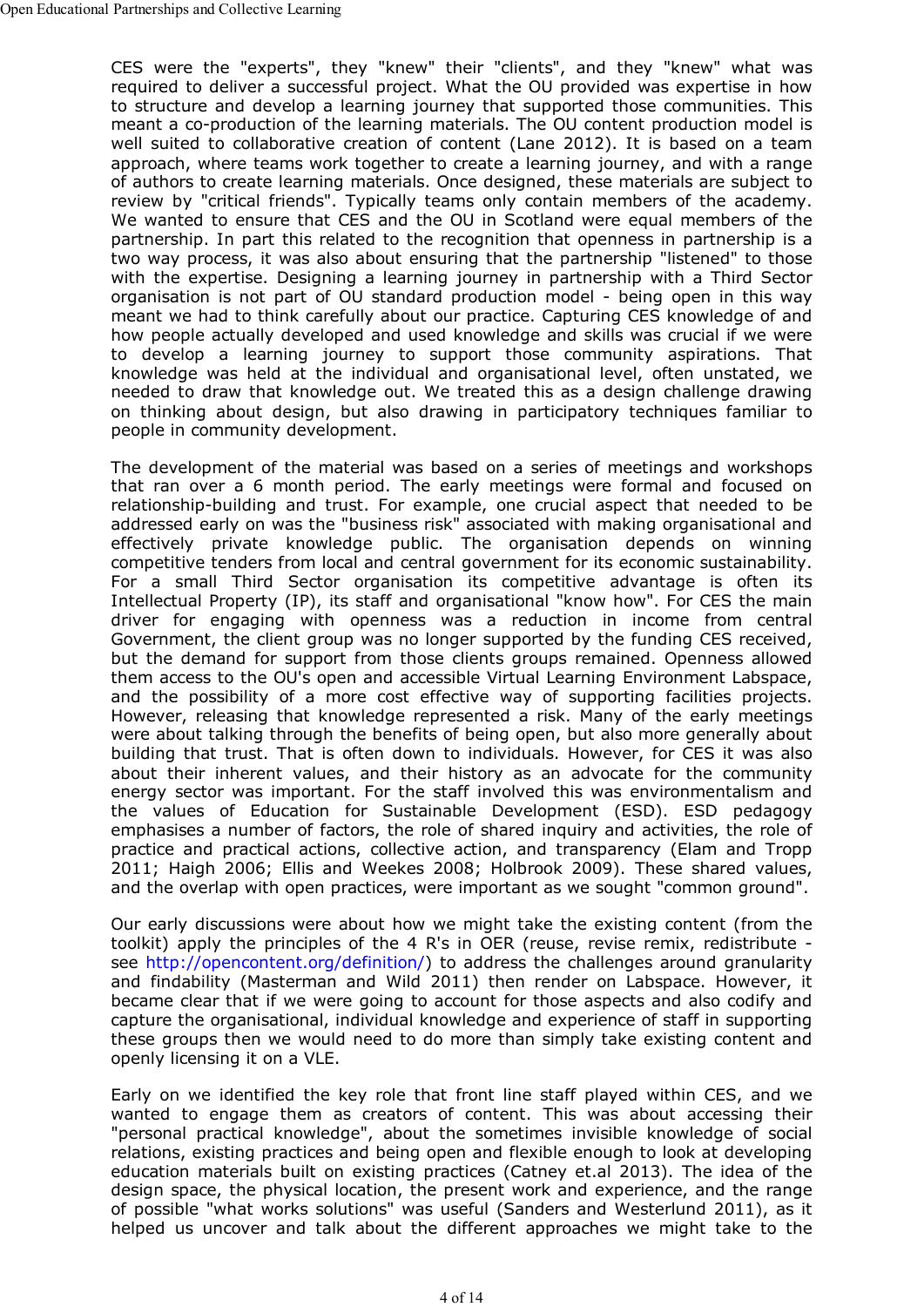CES were the "experts", they "knew" their "clients", and they "knew" what was required to deliver a successful project. What the OU provided was expertise in how to structure and develop a learning journey that supported those communities. This meant a co-production of the learning materials. The OU content production model is well suited to collaborative creation of content (Lane 2012). It is based on a team approach, where teams work together to create a learning journey, and with a range of authors to create learning materials. Once designed, these materials are subject to review by "critical friends". Typically teams only contain members of the academy. We wanted to ensure that CES and the OU in Scotland were equal members of the partnership. In part this related to the recognition that openness in partnership is a two way process, it was also about ensuring that the partnership "listened" to those with the expertise. Designing a learning journey in partnership with a Third Sector organisation is not part of OU standard production model - being open in this way meant we had to think carefully about our practice. Capturing CES knowledge of and how people actually developed and used knowledge and skills was crucial if we were to develop a learning journey to support those community aspirations. That knowledge was held at the individual and organisational level, often unstated, we needed to draw that knowledge out. We treated this as a design challenge drawing on thinking about design, but also drawing in participatory techniques familiar to people in community development.

The development of the material was based on a series of meetings and workshops that ran over a 6 month period. The early meetings were formal and focused on relationship-building and trust. For example, one crucial aspect that needed to be addressed early on was the "business risk" associated with making organisational and effectively private knowledge public. The organisation depends on winning competitive tenders from local and central government for its economic sustainability. For a small Third Sector organisation its competitive advantage is often its Intellectual Property (IP), its staff and organisational "know how". For CES the main driver for engaging with openness was a reduction in income from central Government, the client group was no longer supported by the funding CES received, but the demand for support from those clients groups remained. Openness allowed them access to the OU's open and accessible Virtual Learning Environment Labspace, and the possibility of a more cost effective way of supporting facilities projects. However, releasing that knowledge represented a risk. Many of the early meetings were about talking through the benefits of being open, but also more generally about building that trust. That is often down to individuals. However, for CES it was also about their inherent values, and their history as an advocate for the community energy sector was important. For the staff involved this was environmentalism and the values of Education for Sustainable Development (ESD). ESD pedagogy emphasises a number of factors, the role of shared inquiry and activities, the role of practice and practical actions, collective action, and transparency (Elam and Tropp 2011; Haigh 2006; Ellis and Weekes 2008; Holbrook 2009). These shared values, and the overlap with open practices, were important as we sought "common ground".

Our early discussions were about how we might take the existing content (from the toolkit) apply the principles of the 4 R's in OER (reuse, revise remix, redistribute - see http://opencontent.org/definition/) to address the challenges around granularity and findability (Masterman and Wild 2011) then render on Labspace. However, it became clear that if we were going to account for those aspects and also codify and capture the organisational, individual knowledge and experience of staff in supporting these groups then we would need to do more than simply take existing content and openly licensing it on a VLE.

Early on we identified the key role that front line staff played within CES, and we wanted to engage them as creators of content. This was about accessing their "personal practical knowledge", about the sometimes invisible knowledge of social relations, existing practices and being open and flexible enough to look at developing education materials built on existing practices (Catney et.al 2013). The idea of the design space, the physical location, the present work and experience, and the range of possible "what works solutions" was useful (Sanders and Westerlund 2011), as it helped us uncover and talk about the different approaches we might take to the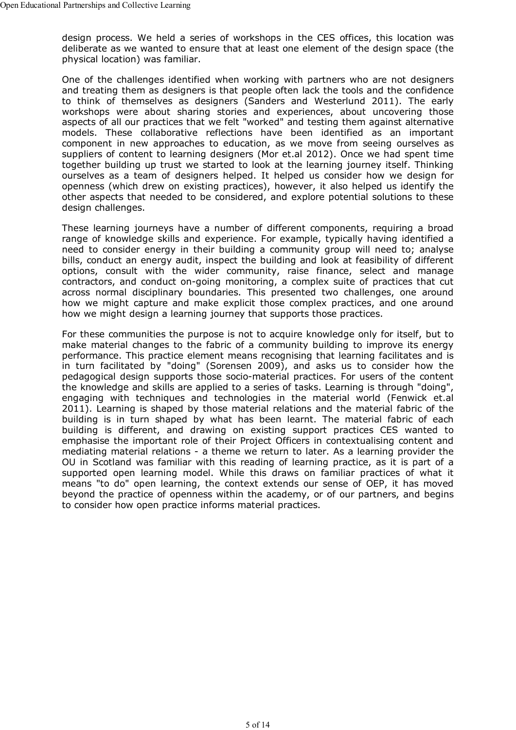design process. We held a series of workshops in the CES offices, this location was deliberate as we wanted to ensure that at least one element of the design space (the physical location) was familiar.

One of the challenges identified when working with partners who are not designers and treating them as designers is that people often lack the tools and the confidence to think of themselves as designers (Sanders and Westerlund 2011). The early workshops were about sharing stories and experiences, about uncovering those aspects of all our practices that we felt "worked" and testing them against alternative models. These collaborative reflections have been identified as an important component in new approaches to education, as we move from seeing ourselves as suppliers of content to learning designers (Mor et.al 2012). Once we had spent time together building up trust we started to look at the learning journey itself. Thinking ourselves as a team of designers helped. It helped us consider how we design for openness (which drew on existing practices), however, it also helped us identify the other aspects that needed to be considered, and explore potential solutions to these design challenges.

These learning journeys have a number of different components, requiring a broad range of knowledge skills and experience. For example, typically having identified a need to consider energy in their building a community group will need to; analyse bills, conduct an energy audit, inspect the building and look at feasibility of different options, consult with the wider community, raise finance, select and manage contractors, and conduct on-going monitoring, a complex suite of practices that cut across normal disciplinary boundaries. This presented two challenges, one around how we might capture and make explicit those complex practices, and one around how we might design a learning journey that supports those practices.

For these communities the purpose is not to acquire knowledge only for itself, but to make material changes to the fabric of a community building to improve its energy performance. This practice element means recognising that learning facilitates and is in turn facilitated by "doing" (Sorensen 2009), and asks us to consider how the pedagogical design supports those socio-material practices. For users of the content the knowledge and skills are applied to a series of tasks. Learning is through "doing", engaging with techniques and technologies in the material world (Fenwick et.al 2011). Learning is shaped by those material relations and the material fabric of the building is in turn shaped by what has been learnt. The material fabric of each building is different, and drawing on existing support practices CES wanted to emphasise the important role of their Project Officers in contextualising content and mediating material relations - a theme we return to later. As a learning provider the OU in Scotland was familiar with this reading of learning practice, as it is part of a supported open learning model. While this draws on familiar practices of what it means "to do" open learning, the context extends our sense of OEP, it has moved beyond the practice of openness within the academy, or of our partners, and begins to consider how open practice informs material practices.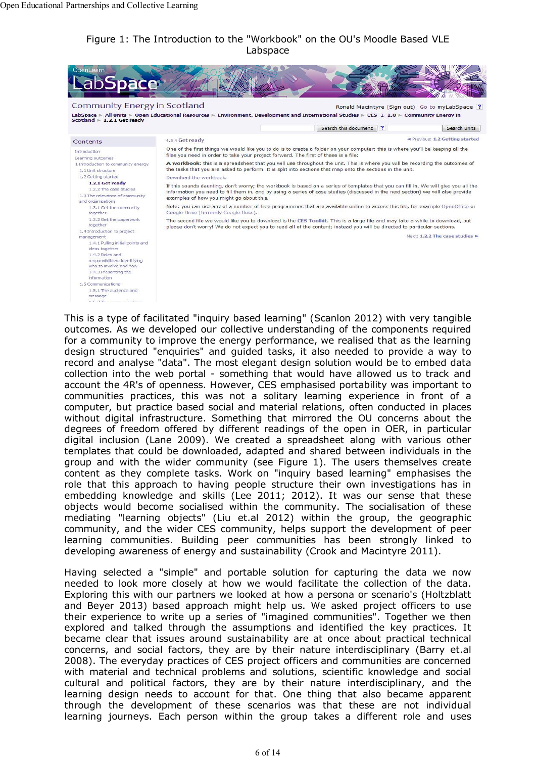Figure 1: The Introduction to the "Workbook" on the OU's Moodle Based VLE Labspace

This is a type of facilitated "inquiry based learning" (Scanlon 2012) with very tangible outcomes. As we developed our collective understanding of the components required for a community to improve the energy performance, we realised that as the learning design structured "enquiries" and guided tasks, it also needed to provide a way to record and analyse "data". The most elegant design solution would be to embed data collection into the web portal - something that would have allowed us to track and account the 4R's of openness. However, CES emphasised portability was important to communities practices, this was not a solitary learning experience in front of a computer, but practice based social and material relations, often conducted in places without digital infrastructure. Something that mirrored the OU concerns about the degrees of freedom offered by different readings of the open in OER, in particular digital inclusion (Lane 2009). We created a spreadsheet along with various other templates that could be downloaded, adapted and shared between individuals in the group and with the wider community (see Figure 1). The users themselves create content as they complete tasks. Work on "inquiry based learning" emphasises the role that this approach to having people structure their own investigations has in embedding knowledge and skills (Lee 2011; 2012). It was our sense that these objects would become socialised within the community. The socialisation of these mediating "learning objects" (Liu et.al 2012) within the group, the geographic community, and the wider CES community, helps support the development of peer learning communities. Building peer communities has been strongly linked to developing awareness of energy and sustainability (Crook and Macintyre 2011).

Having selected a "simple" and portable solution for capturing the data we now needed to look more closely at how we would facilitate the collection of the data. Exploring this with our partners we looked at how a persona or scenario's (Holtzblatt and Beyer 2013) based approach might help us. We asked project officers to use their experience to write up a series of "imagined communities". Together we then explored and talked through the assumptions and identified the key practices. It became clear that issues around sustainability are at once about practical technical concerns, and social factors, they are by their nature interdisciplinary (Barry et.al 2008). The everyday practices of CES project officers and communities are concerned with material and technical problems and solutions, scientific knowledge and social cultural and political factors, they are by their nature interdisciplinary, and the learning design needs to account for that. One thing that also became apparent through the development of these scenarios was that these are not individual learning journeys. Each person within the group takes a different role and uses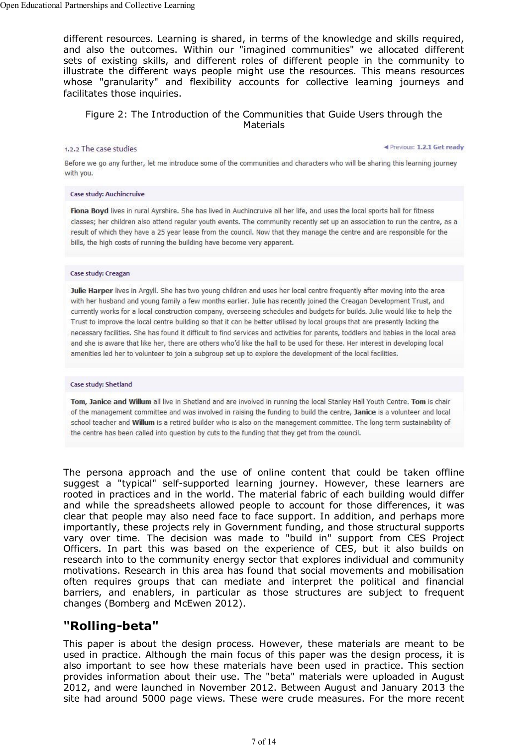different resources. Learning is shared, in terms of the knowledge and skills required, and also the outcomes. Within our "imagined communities" we allocated different sets of existing skills, and different roles of different people in the community to illustrate the different ways people might use the resources. This means resources whose "granularity" and flexibility accounts for collective learning journeys and facilitates those inquiries.

Figure 2: The Introduction of the Communities that Guide Users through the Materials

1.2.2 The case studies

◄ Previous: **1.2.1 Get ready**

Before we go any further, let me introduce some of the communities and characters who will be sharing this learning journey with you.

**Case study: Auchincruive**

**Fiona Boyd** lives in rural Ayrshire. She has lived in Auchincruive all her life, and uses the local sports hall for fitness classes; her children also attend regular youth events. The community recently set up an association to run the centre, as a result of which they have a 25 year lease from the council. Now that they manage the centre and are responsible for the bills, the high costs of running the building have become very apparent.

**Case study: Creagan**

**Julie Harper** lives in Argyll. She has two young children and uses her local centre frequently after moving into the area with her husband and young family a few months earlier. Julie has recently joined the Creagan Development Trust, and currently works for a local construction company, overseeing schedules and budgets for builds. Julie would like to help the Trust to improve the local centre building so that it can be better utilised by local groups that are presently lacking the necessary facilities. She has found it difficult to find services and activities for parents, toddlers and babies in the local area and she is aware that like her, there are others who'd like the hall to be used for these. Her interest in developing local amenities led her to volunteer to join a subgroup set up to explore the development of the local facilities.

**Case study: Shetland**

**Tom, Janice and Willum** all live in Shetland and are involved in running the local Stanley Hall Youth Centre. **Tom** is chair of the management committee and was involved in raising the funding to build the centre, **Janice** is a volunteer and local school teacher and **Willum** is a retired builder who is also on the management committee. The long term sustainability of the centre has been called into question by cuts to the funding that they get from the council.

The persona approach and the use of online content that could be taken offline suggest a "typical" self-supported learning journey. However, these learners are rooted in practices and in the world. The material fabric of each building would differ and while the spreadsheets allowed people to account for those differences, it was clear that people may also need face to face support. In addition, and perhaps more importantly, these projects rely in Government funding, and those structural supports vary over time. The decision was made to "build in" support from CES Project Officers. In part this was based on the experience of CES, but it also builds on research into to the community energy sector that explores individual and community motivations. Research in this area has found that social movements and mobilisation often requires groups that can mediate and interpret the political and financial barriers, and enablers, in particular as those structures are subject to frequent changes (Bomberg and McEwen 2012).

## "Rolling-beta"

This paper is about the design process. However, these materials are meant to be used in practice. Although the main focus of this paper was the design process, it is also important to see how these materials have been used in practice. This section provides information about their use. The "beta" materials were uploaded in August 2012, and were launched in November 2012. Between August and January 2013 the site had around 5000 page views. These were crude measures. For the more recent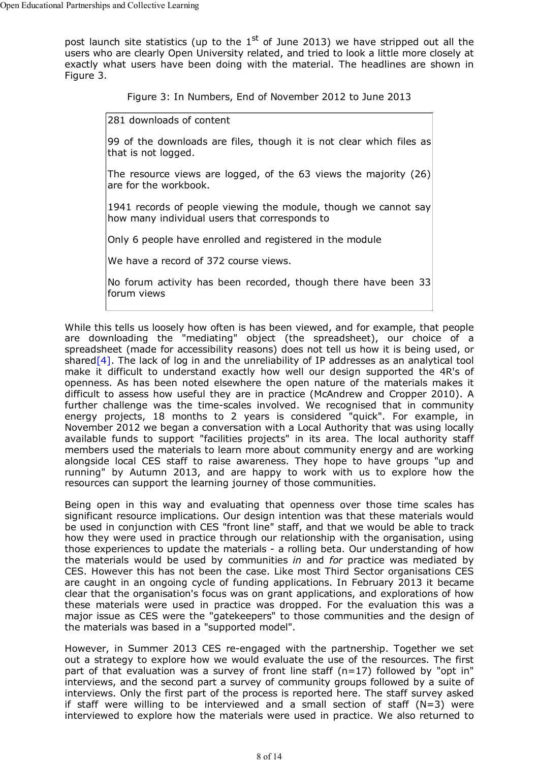post launch site statistics (up to the 1$^{st}$ of June 2013) we have stripped out all the users who are clearly Open University related, and tried to look a little more closely at exactly what users have been doing with the material. The headlines are shown in Figure 3.

Figure 3: In Numbers, End of November 2012 to June 2013

> 281 downloads of content
>
> 99 of the downloads are files, though it is not clear which files as that is not logged.
>
> The resource views are logged, of the 63 views the majority (26) are for the workbook.
>
> 1941 records of people viewing the module, though we cannot say how many individual users that corresponds to
>
> Only 6 people have enrolled and registered in the module
>
> We have a record of 372 course views.
>
> No forum activity has been recorded, though there have been 33 forum views

While this tells us loosely how often is has been viewed, and for example, that people are downloading the "mediating" object (the spreadsheet), our choice of a spreadsheet (made for accessibility reasons) does not tell us how it is being used, or shared[4]. The lack of log in and the unreliability of IP addresses as an analytical tool make it difficult to understand exactly how well our design supported the 4R's of openness. As has been noted elsewhere the open nature of the materials makes it difficult to assess how useful they are in practice (McAndrew and Cropper 2010). A further challenge was the time-scales involved. We recognised that in community energy projects, 18 months to 2 years is considered "quick". For example, in November 2012 we began a conversation with a Local Authority that was using locally available funds to support "facilities projects" in its area. The local authority staff members used the materials to learn more about community energy and are working alongside local CES staff to raise awareness. They hope to have groups "up and running" by Autumn 2013, and are happy to work with us to explore how the resources can support the learning journey of those communities.

Being open in this way and evaluating that openness over those time scales has significant resource implications. Our design intention was that these materials would be used in conjunction with CES "front line" staff, and that we would be able to track how they were used in practice through our relationship with the organisation, using those experiences to update the materials - a rolling beta. Our understanding of how the materials would be used by communities *in* and *for* practice was mediated by CES. However this has not been the case. Like most Third Sector organisations CES are caught in an ongoing cycle of funding applications. In February 2013 it became clear that the organisation's focus was on grant applications, and explorations of how these materials were used in practice was dropped. For the evaluation this was a major issue as CES were the "gatekeepers" to those communities and the design of the materials was based in a "supported model".

However, in Summer 2013 CES re-engaged with the partnership. Together we set out a strategy to explore how we would evaluate the use of the resources. The first part of that evaluation was a survey of front line staff (n=17) followed by "opt in" interviews, and the second part a survey of community groups followed by a suite of interviews. Only the first part of the process is reported here. The staff survey asked if staff were willing to be interviewed and a small section of staff (N=3) were interviewed to explore how the materials were used in practice. We also returned to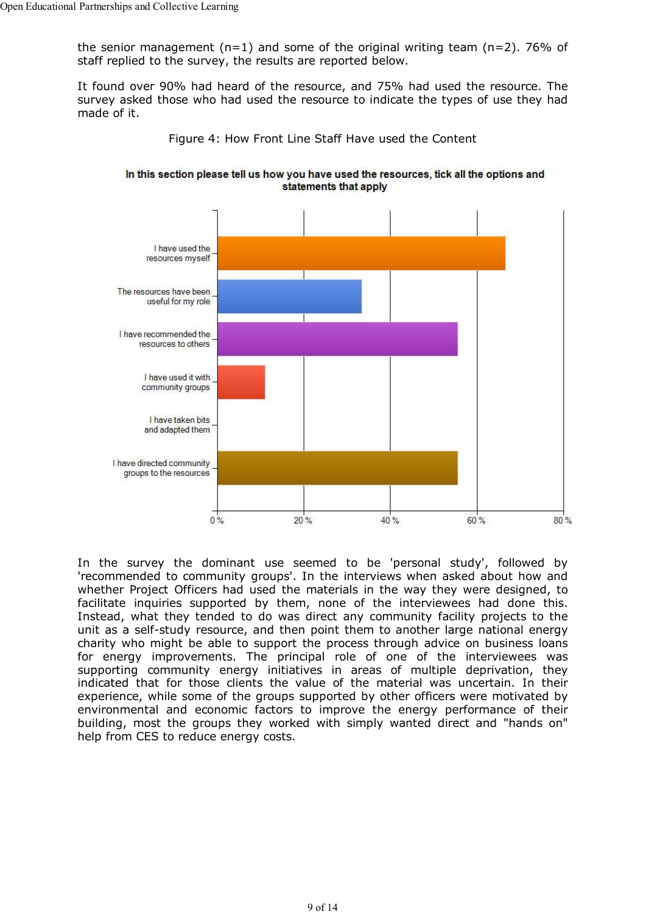the senior management (n=1) and some of the original writing team (n=2). 76% of staff replied to the survey, the results are reported below.

It found over 90% had heard of the resource, and 75% had used the resource. The survey asked those who had used the resource to indicate the types of use they had made of it.

Figure 4: How Front Line Staff Have used the Content

**In this section please tell us how you have used the resources, tick all the options and statements that apply**

| Statement | Approx. % |
|---|---|
| I have used the resources myself | ~67% |
| The resources have been useful for my role | ~33% |
| I have recommended the resources to others | ~56% |
| I have used it with community groups | ~11% |
| I have taken bits and adapted them | 0% |
| I have directed community groups to the resources | ~56% |

In the survey the dominant use seemed to be 'personal study', followed by 'recommended to community groups'. In the interviews when asked about how and whether Project Officers had used the materials in the way they were designed, to facilitate inquiries supported by them, none of the interviewees had done this. Instead, what they tended to do was direct any community facility projects to the unit as a self-study resource, and then point them to another large national energy charity who might be able to support the process through advice on business loans for energy improvements. The principal role of one of the interviewees was supporting community energy initiatives in areas of multiple deprivation, they indicated that for those clients the value of the material was uncertain. In their experience, while some of the groups supported by other officers were motivated by environmental and economic factors to improve the energy performance of their building, most the groups they worked with simply wanted direct and "hands on" help from CES to reduce energy costs.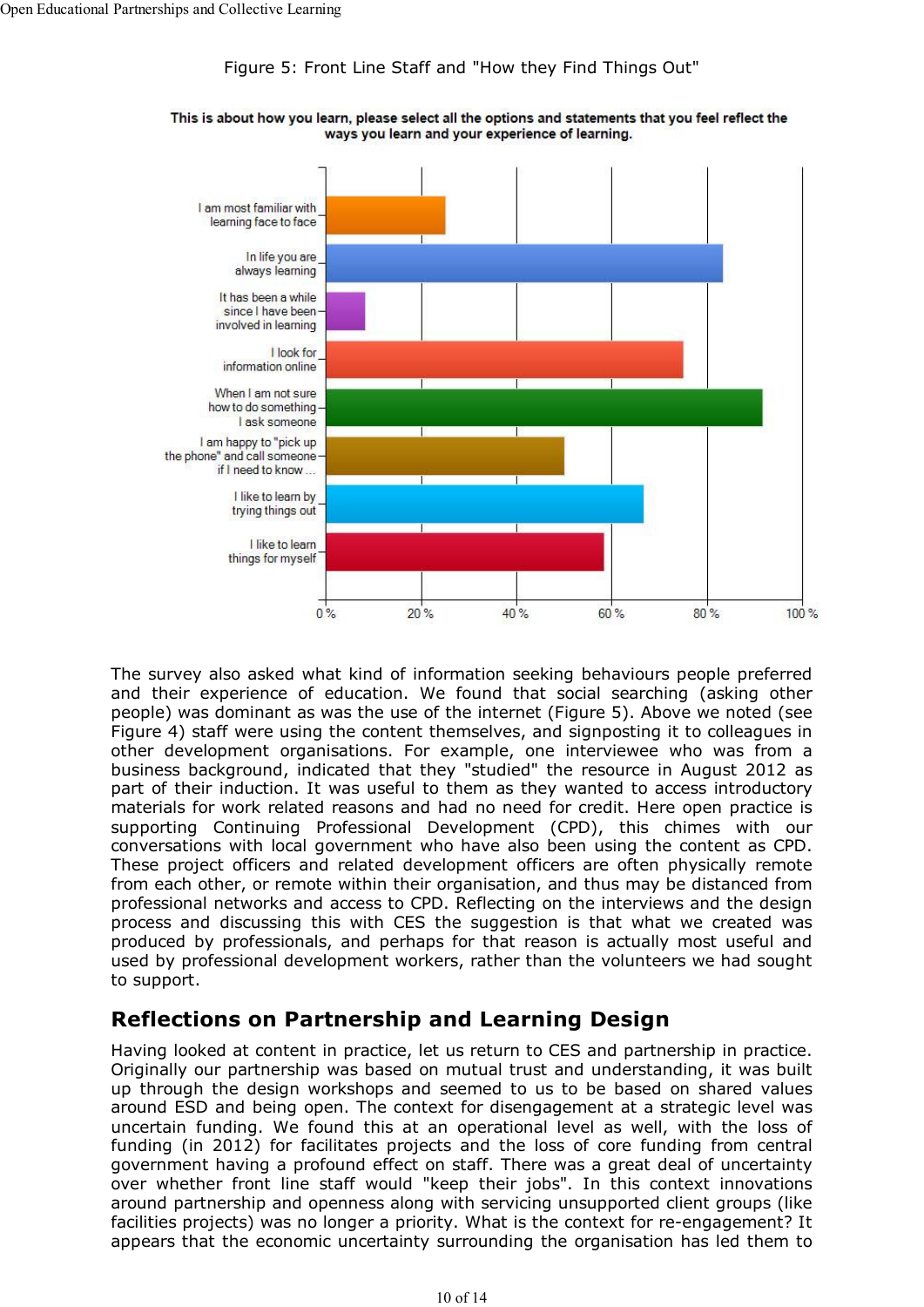Figure 5: Front Line Staff and "How they Find Things Out"

**This is about how you learn, please select all the options and statements that you feel reflect the ways you learn and your experience of learning.**

| Statement | Approx. % |
|---|---|
| I am most familiar with learning face to face | 25% |
| In life you are always learning | 83% |
| It has been a while since I have been involved in learning | 8% |
| I look for information online | 75% |
| When I am not sure how to do something I ask someone | 92% |
| I am happy to "pick up the phone" and call someone if I need to know ... | 50% |
| I like to learn by trying things out | 67% |
| I like to learn things for myself | 58% |

The survey also asked what kind of information seeking behaviours people preferred and their experience of education. We found that social searching (asking other people) was dominant as was the use of the internet (Figure 5). Above we noted (see Figure 4) staff were using the content themselves, and signposting it to colleagues in other development organisations. For example, one interviewee who was from a business background, indicated that they "studied" the resource in August 2012 as part of their induction. It was useful to them as they wanted to access introductory materials for work related reasons and had no need for credit. Here open practice is supporting Continuing Professional Development (CPD), this chimes with our conversations with local government who have also been using the content as CPD. These project officers and related development officers are often physically remote from each other, or remote within their organisation, and thus may be distanced from professional networks and access to CPD. Reflecting on the interviews and the design process and discussing this with CES the suggestion is that what we created was produced by professionals, and perhaps for that reason is actually most useful and used by professional development workers, rather than the volunteers we had sought to support.

## Reflections on Partnership and Learning Design

Having looked at content in practice, let us return to CES and partnership in practice. Originally our partnership was based on mutual trust and understanding, it was built up through the design workshops and seemed to us to be based on shared values around ESD and being open. The context for disengagement at a strategic level was uncertain funding. We found this at an operational level as well, with the loss of funding (in 2012) for facilitates projects and the loss of core funding from central government having a profound effect on staff. There was a great deal of uncertainty over whether front line staff would "keep their jobs". In this context innovations around partnership and openness along with servicing unsupported client groups (like facilities projects) was no longer a priority. What is the context for re-engagement? It appears that the economic uncertainty surrounding the organisation has led them to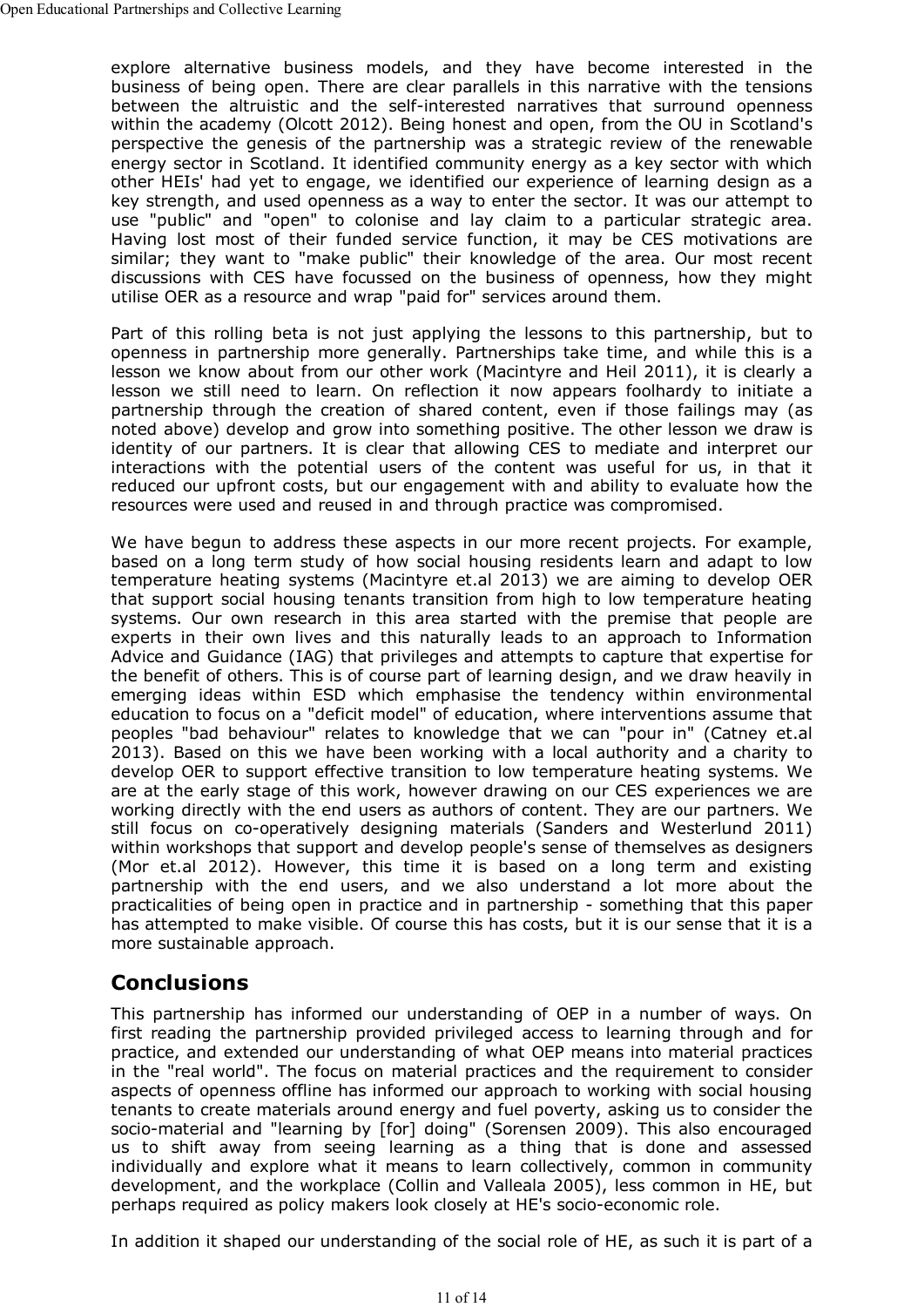explore alternative business models, and they have become interested in the business of being open. There are clear parallels in this narrative with the tensions between the altruistic and the self-interested narratives that surround openness within the academy (Olcott 2012). Being honest and open, from the OU in Scotland's perspective the genesis of the partnership was a strategic review of the renewable energy sector in Scotland. It identified community energy as a key sector with which other HEIs' had yet to engage, we identified our experience of learning design as a key strength, and used openness as a way to enter the sector. It was our attempt to use "public" and "open" to colonise and lay claim to a particular strategic area. Having lost most of their funded service function, it may be CES motivations are similar; they want to "make public" their knowledge of the area. Our most recent discussions with CES have focussed on the business of openness, how they might utilise OER as a resource and wrap "paid for" services around them.

Part of this rolling beta is not just applying the lessons to this partnership, but to openness in partnership more generally. Partnerships take time, and while this is a lesson we know about from our other work (Macintyre and Heil 2011), it is clearly a lesson we still need to learn. On reflection it now appears foolhardy to initiate a partnership through the creation of shared content, even if those failings may (as noted above) develop and grow into something positive. The other lesson we draw is identity of our partners. It is clear that allowing CES to mediate and interpret our interactions with the potential users of the content was useful for us, in that it reduced our upfront costs, but our engagement with and ability to evaluate how the resources were used and reused in and through practice was compromised.

We have begun to address these aspects in our more recent projects. For example, based on a long term study of how social housing residents learn and adapt to low temperature heating systems (Macintyre et.al 2013) we are aiming to develop OER that support social housing tenants transition from high to low temperature heating systems. Our own research in this area started with the premise that people are experts in their own lives and this naturally leads to an approach to Information Advice and Guidance (IAG) that privileges and attempts to capture that expertise for the benefit of others. This is of course part of learning design, and we draw heavily in emerging ideas within ESD which emphasise the tendency within environmental education to focus on a "deficit model" of education, where interventions assume that peoples "bad behaviour" relates to knowledge that we can "pour in" (Catney et.al 2013). Based on this we have been working with a local authority and a charity to develop OER to support effective transition to low temperature heating systems. We are at the early stage of this work, however drawing on our CES experiences we are working directly with the end users as authors of content. They are our partners. We still focus on co-operatively designing materials (Sanders and Westerlund 2011) within workshops that support and develop people's sense of themselves as designers (Mor et.al 2012). However, this time it is based on a long term and existing partnership with the end users, and we also understand a lot more about the practicalities of being open in practice and in partnership - something that this paper has attempted to make visible. Of course this has costs, but it is our sense that it is a more sustainable approach.

## Conclusions

This partnership has informed our understanding of OEP in a number of ways. On first reading the partnership provided privileged access to learning through and for practice, and extended our understanding of what OEP means into material practices in the "real world". The focus on material practices and the requirement to consider aspects of openness offline has informed our approach to working with social housing tenants to create materials around energy and fuel poverty, asking us to consider the socio-material and "learning by [for] doing" (Sorensen 2009). This also encouraged us to shift away from seeing learning as a thing that is done and assessed individually and explore what it means to learn collectively, common in community development, and the workplace (Collin and Valleala 2005), less common in HE, but perhaps required as policy makers look closely at HE's socio-economic role.

In addition it shaped our understanding of the social role of HE, as such it is part of a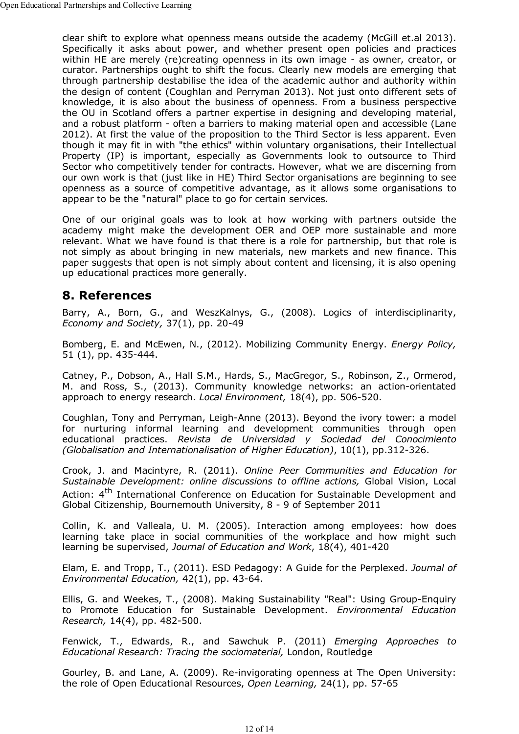clear shift to explore what openness means outside the academy (McGill et.al 2013). Specifically it asks about power, and whether present open policies and practices within HE are merely (re)creating openness in its own image - as owner, creator, or curator. Partnerships ought to shift the focus. Clearly new models are emerging that through partnership destabilise the idea of the academic author and authority within the design of content (Coughlan and Perryman 2013). Not just onto different sets of knowledge, it is also about the business of openness. From a business perspective the OU in Scotland offers a partner expertise in designing and developing material, and a robust platform - often a barriers to making material open and accessible (Lane 2012). At first the value of the proposition to the Third Sector is less apparent. Even though it may fit in with "the ethics" within voluntary organisations, their Intellectual Property (IP) is important, especially as Governments look to outsource to Third Sector who competitively tender for contracts. However, what we are discerning from our own work is that (just like in HE) Third Sector organisations are beginning to see openness as a source of competitive advantage, as it allows some organisations to appear to be the "natural" place to go for certain services.

One of our original goals was to look at how working with partners outside the academy might make the development OER and OEP more sustainable and more relevant. What we have found is that there is a role for partnership, but that role is not simply as about bringing in new materials, new markets and new finance. This paper suggests that open is not simply about content and licensing, it is also opening up educational practices more generally.

## 8. References

Barry, A., Born, G., and WeszKalnys, G., (2008). Logics of interdisciplinarity, *Economy and Society,* 37(1), pp. 20-49

Bomberg, E. and McEwen, N., (2012). Mobilizing Community Energy. *Energy Policy,* 51 (1), pp. 435-444.

Catney, P., Dobson, A., Hall S.M., Hards, S., MacGregor, S., Robinson, Z., Ormerod, M. and Ross, S., (2013). Community knowledge networks: an action-orientated approach to energy research. *Local Environment,* 18(4), pp. 506-520.

Coughlan, Tony and Perryman, Leigh-Anne (2013). Beyond the ivory tower: a model for nurturing informal learning and development communities through open educational practices. *Revista de Universidad y Sociedad del Conocimiento (Globalisation and Internationalisation of Higher Education)*, 10(1), pp.312-326.

Crook, J. and Macintyre, R. (2011). *Online Peer Communities and Education for Sustainable Development: online discussions to offline actions,* Global Vision, Local Action: 4th International Conference on Education for Sustainable Development and Global Citizenship, Bournemouth University, 8 - 9 of September 2011

Collin, K. and Valleala, U. M. (2005). Interaction among employees: how does learning take place in social communities of the workplace and how might such learning be supervised, *Journal of Education and Work*, 18(4), 401-420

Elam, E. and Tropp, T., (2011). ESD Pedagogy: A Guide for the Perplexed. *Journal of Environmental Education,* 42(1), pp. 43-64.

Ellis, G. and Weekes, T., (2008). Making Sustainability "Real": Using Group-Enquiry to Promote Education for Sustainable Development. *Environmental Education Research,* 14(4), pp. 482-500.

Fenwick, T., Edwards, R., and Sawchuk P. (2011) *Emerging Approaches to Educational Research: Tracing the sociomaterial,* London, Routledge

Gourley, B. and Lane, A. (2009). Re-invigorating openness at The Open University: the role of Open Educational Resources, *Open Learning,* 24(1), pp. 57-65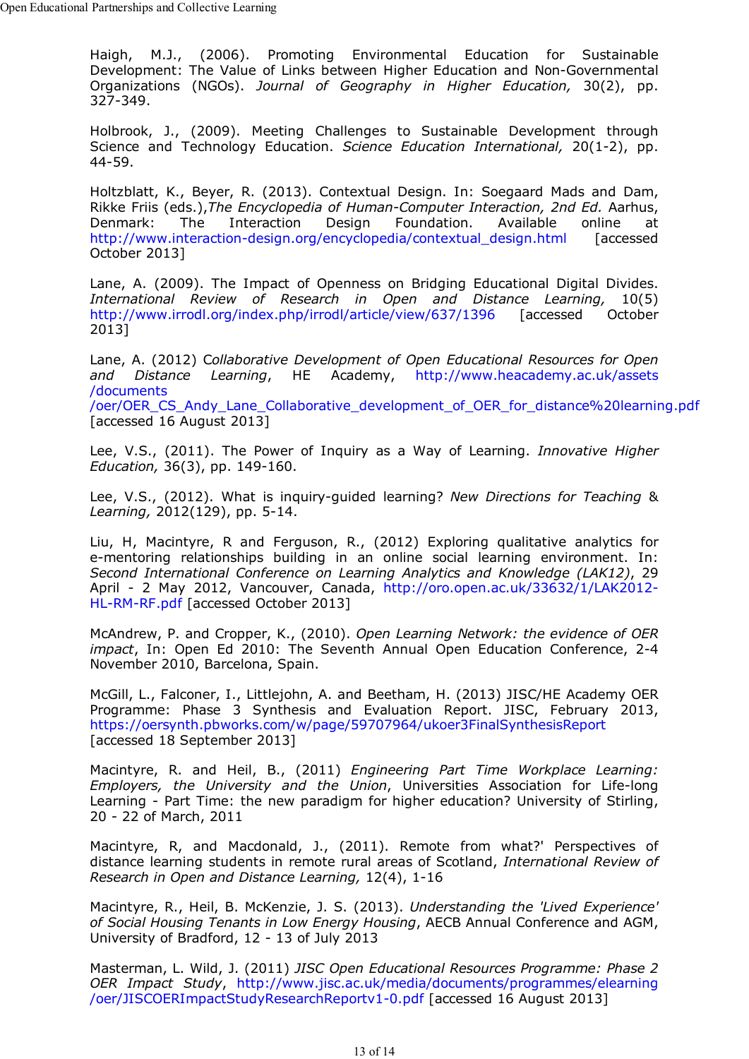Haigh, M.J., (2006). Promoting Environmental Education for Sustainable Development: The Value of Links between Higher Education and Non-Governmental Organizations (NGOs). *Journal of Geography in Higher Education,* 30(2), pp. 327-349.

Holbrook, J., (2009). Meeting Challenges to Sustainable Development through Science and Technology Education. *Science Education International,* 20(1-2), pp. 44-59.

Holtzblatt, K., Beyer, R. (2013). Contextual Design. In: Soegaard Mads and Dam, Rikke Friis (eds.),*The Encyclopedia of Human-Computer Interaction, 2nd Ed.* Aarhus, Denmark: The Interaction Design Foundation. Available online at http://www.interaction-design.org/encyclopedia/contextual_design.html [accessed October 2013]

Lane, A. (2009). The Impact of Openness on Bridging Educational Digital Divides. *International Review of Research in Open and Distance Learning,* 10(5) http://www.irrodl.org/index.php/irrodl/article/view/637/1396 [accessed October 2013]

Lane, A. (2012) C*ollaborative Development of Open Educational Resources for Open and Distance Learning*, HE Academy, http://www.heacademy.ac.uk/assets/documents/oer/OER_CS_Andy_Lane_Collaborative_development_of_OER_for_distance%20learning.pdf [accessed 16 August 2013]

Lee, V.S., (2011). The Power of Inquiry as a Way of Learning. *Innovative Higher Education,* 36(3), pp. 149-160.

Lee, V.S., (2012). What is inquiry-guided learning? *New Directions for Teaching & Learning,* 2012(129), pp. 5-14.

Liu, H, Macintyre, R and Ferguson, R., (2012) Exploring qualitative analytics for e-mentoring relationships building in an online social learning environment. In: *Second International Conference on Learning Analytics and Knowledge (LAK12)*, 29 April - 2 May 2012, Vancouver, Canada, http://oro.open.ac.uk/33632/1/LAK2012-HL-RM-RF.pdf [accessed October 2013]

McAndrew, P. and Cropper, K., (2010). *Open Learning Network: the evidence of OER impact*, In: Open Ed 2010: The Seventh Annual Open Education Conference, 2-4 November 2010, Barcelona, Spain.

McGill, L., Falconer, I., Littlejohn, A. and Beetham, H. (2013) JISC/HE Academy OER Programme: Phase 3 Synthesis and Evaluation Report. JISC, February 2013, https://oersynth.pbworks.com/w/page/59707964/ukoer3FinalSynthesisReport [accessed 18 September 2013]

Macintyre, R. and Heil, B., (2011) *Engineering Part Time Workplace Learning: Employers, the University and the Union*, Universities Association for Life-long Learning - Part Time: the new paradigm for higher education? University of Stirling, 20 - 22 of March, 2011

Macintyre, R, and Macdonald, J., (2011). Remote from what?' Perspectives of distance learning students in remote rural areas of Scotland, *International Review of Research in Open and Distance Learning,* 12(4), 1-16

Macintyre, R., Heil, B. McKenzie, J. S. (2013). *Understanding the 'Lived Experience' of Social Housing Tenants in Low Energy Housing*, AECB Annual Conference and AGM, University of Bradford, 12 - 13 of July 2013

Masterman, L. Wild, J. (2011) *JISC Open Educational Resources Programme: Phase 2 OER Impact Study*, http://www.jisc.ac.uk/media/documents/programmes/elearning/oer/JISCOERImpactStudyResearchReportv1-0.pdf [accessed 16 August 2013]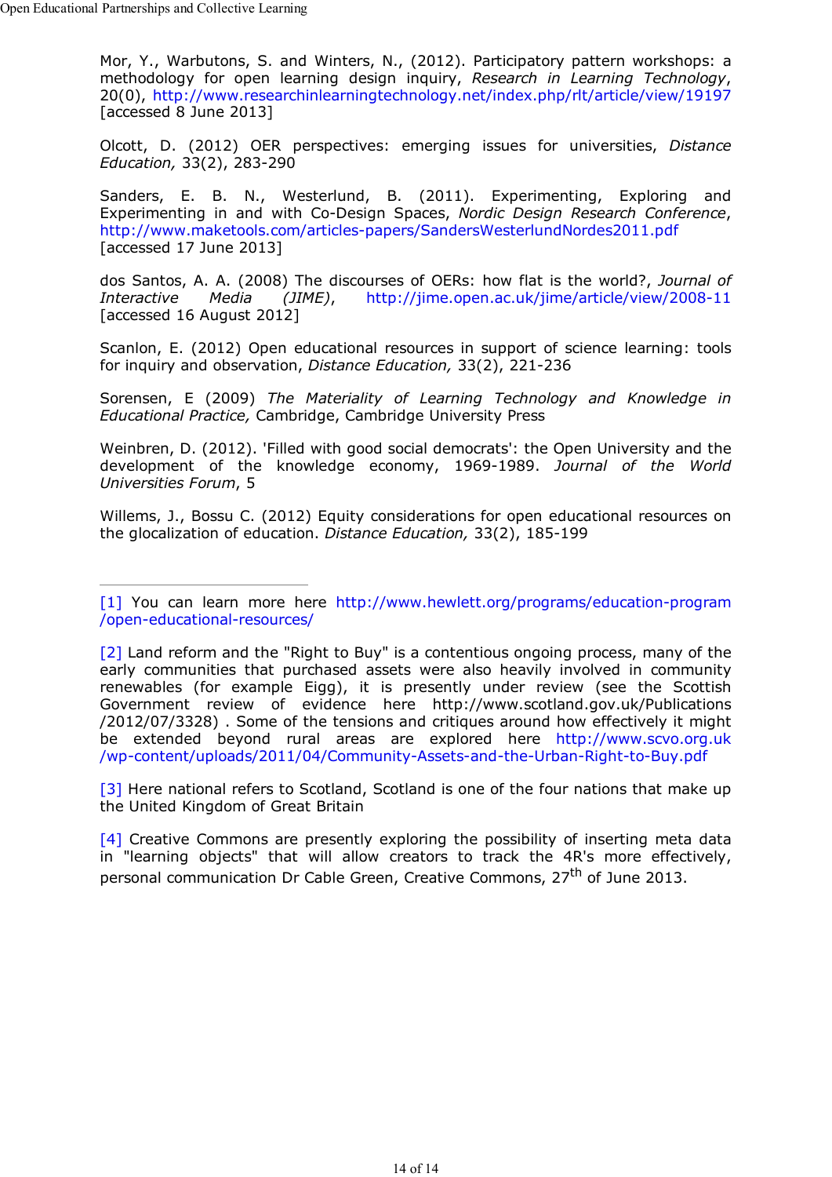Mor, Y., Warbutons, S. and Winters, N., (2012). Participatory pattern workshops: a methodology for open learning design inquiry, *Research in Learning Technology*, 20(0), http://www.researchinlearningtechnology.net/index.php/rlt/article/view/19197 [accessed 8 June 2013]

Olcott, D. (2012) OER perspectives: emerging issues for universities, *Distance Education,* 33(2), 283-290

Sanders, E. B. N., Westerlund, B. (2011). Experimenting, Exploring and Experimenting in and with Co-Design Spaces, *Nordic Design Research Conference*, http://www.maketools.com/articles-papers/SandersWesterlundNordes2011.pdf [accessed 17 June 2013]

dos Santos, A. A. (2008) The discourses of OERs: how flat is the world?, *Journal of Interactive Media (JIME)*, http://jime.open.ac.uk/jime/article/view/2008-11 [accessed 16 August 2012]

Scanlon, E. (2012) Open educational resources in support of science learning: tools for inquiry and observation, *Distance Education,* 33(2), 221-236

Sorensen, E (2009) *The Materiality of Learning Technology and Knowledge in Educational Practice,* Cambridge, Cambridge University Press

Weinbren, D. (2012). 'Filled with good social democrats': the Open University and the development of the knowledge economy, 1969-1989. *Journal of the World Universities Forum*, 5

Willems, J., Bossu C. (2012) Equity considerations for open educational resources on the glocalization of education. *Distance Education,* 33(2), 185-199

---

[1] You can learn more here http://www.hewlett.org/programs/education-program/open-educational-resources/

[2] Land reform and the "Right to Buy" is a contentious ongoing process, many of the early communities that purchased assets were also heavily involved in community renewables (for example Eigg), it is presently under review (see the Scottish Government review of evidence here http://www.scotland.gov.uk/Publications/2012/07/3328) . Some of the tensions and critiques around how effectively it might be extended beyond rural areas are explored here http://www.scvo.org.uk/wp-content/uploads/2011/04/Community-Assets-and-the-Urban-Right-to-Buy.pdf

[3] Here national refers to Scotland, Scotland is one of the four nations that make up the United Kingdom of Great Britain

[4] Creative Commons are presently exploring the possibility of inserting meta data in "learning objects" that will allow creators to track the 4R's more effectively, personal communication Dr Cable Green, Creative Commons, 27th of June 2013.